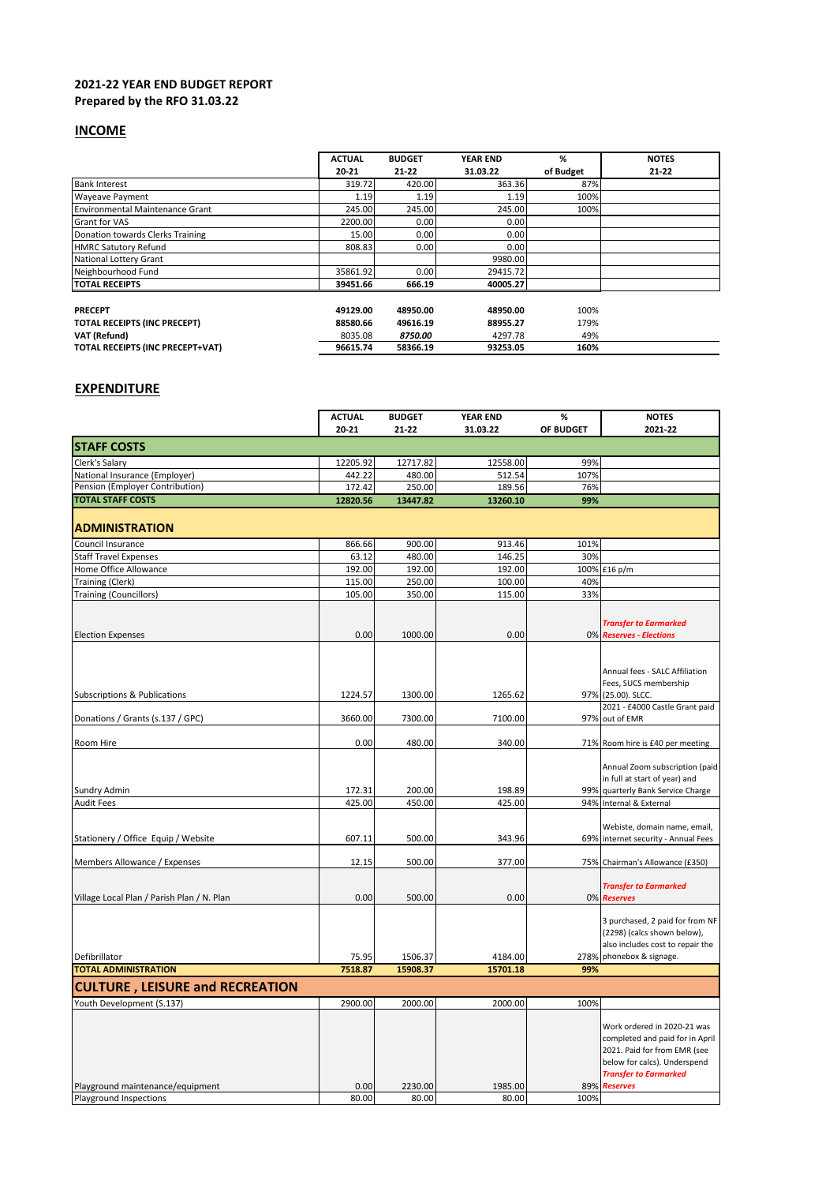## 2021-22 YEAR END BUDGET REPORT
**Prepared by the RFO 31.03.22**

## INCOME

| | ACTUAL 20-21 | BUDGET 21-22 | YEAR END 31.03.22 | % of Budget | NOTES 21-22 |
|---|---|---|---|---|---|
| Bank Interest | 319.72 | 420.00 | 363.36 | 87% | |
| Wayeave Payment | 1.19 | 1.19 | 1.19 | 100% | |
| Environmental Maintenance Grant | 245.00 | 245.00 | 245.00 | 100% | |
| Grant for VAS | 2200.00 | 0.00 | 0.00 | | |
| Donation towards Clerks Training | 15.00 | 0.00 | 0.00 | | |
| HMRC Satutory Refund | 808.83 | 0.00 | 0.00 | | |
| National Lottery Grant | | | 9980.00 | | |
| Neighbourhood Fund | 35861.92 | 0.00 | 29415.72 | | |
| **TOTAL RECEIPTS** | **39451.66** | **666.19** | **40005.27** | | |
| | | | | | |
| **PRECEPT** | **49129.00** | **48950.00** | **48950.00** | 100% | |
| **TOTAL RECEIPTS (INC PRECEPT)** | **88580.66** | **49616.19** | **88955.27** | 179% | |
| **VAT (Refund)** | 8035.08 | *8750.00* | 4297.78 | 49% | |
| **TOTAL RECEIPTS (INC PRECEPT+VAT)** | **96615.74** | **58366.19** | **93253.05** | **160%** | |

## EXPENDITURE

| | ACTUAL 20-21 | BUDGET 21-22 | YEAR END 31.03.22 | % OF BUDGET | NOTES 2021-22 |
|---|---|---|---|---|---|
| **STAFF COSTS** | | | | | |
| Clerk's Salary | 12205.92 | 12717.82 | 12558.00 | 99% | |
| National Insurance (Employer) | 442.22 | 480.00 | 512.54 | 107% | |
| Pension (Employer Contribution) | 172.42 | 250.00 | 189.56 | 76% | |
| **TOTAL STAFF COSTS** | **12820.56** | **13447.82** | **13260.10** | **99%** | |
| **ADMINISTRATION** | | | | | |
| Council Insurance | 866.66 | 900.00 | 913.46 | 101% | |
| Staff Travel Expenses | 63.12 | 480.00 | 146.25 | 30% | |
| Home Office Allowance | 192.00 | 192.00 | 192.00 | 100% | £16 p/m |
| Training (Clerk) | 115.00 | 250.00 | 100.00 | 40% | |
| Training (Councillors) | 105.00 | 350.00 | 115.00 | 33% | |
| Election Expenses | 0.00 | 1000.00 | 0.00 | 0% | ***Transfer to Earmarked Reserves - Elections*** |
| Subscriptions & Publications | 1224.57 | 1300.00 | 1265.62 | 97% | Annual fees - SALC Affiliation Fees, SUCS membership (25.00). SLCC. |
| Donations / Grants (s.137 / GPC) | 3660.00 | 7300.00 | 7100.00 | 97% | 2021 - £4000 Castle Grant paid out of EMR |
| Room Hire | 0.00 | 480.00 | 340.00 | 71% | Room hire is £40 per meeting |
| Sundry Admin | 172.31 | 200.00 | 198.89 | 99% | Annual Zoom subscription (paid in full at start of year) and quarterly Bank Service Charge |
| Audit Fees | 425.00 | 450.00 | 425.00 | 94% | Internal & External |
| Stationery / Office Equip / Website | 607.11 | 500.00 | 343.96 | 69% | Webiste, domain name, email, internet security - Annual Fees |
| Members Allowance / Expenses | 12.15 | 500.00 | 377.00 | 75% | Chairman's Allowance (£350) |
| Village Local Plan / Parish Plan / N. Plan | 0.00 | 500.00 | 0.00 | 0% | ***Transfer to Earmarked Reserves*** |
| Defibrillator | 75.95 | 1506.37 | 4184.00 | 278% | 3 purchased, 2 paid for from NF (2298) (calcs shown below), also includes cost to repair the phonebox & signage. |
| **TOTAL ADMINISTRATION** | **7518.87** | **15908.37** | **15701.18** | **99%** | |
| **CULTURE , LEISURE and RECREATION** | | | | | |
| Youth Development (S.137) | 2900.00 | 2000.00 | 2000.00 | 100% | |
| Playground maintenance/equipment | 0.00 | 2230.00 | 1985.00 | 89% | Work ordered in 2020-21 was completed and paid for in April 2021. Paid for from EMR (see below for calcs). Underspend ***Transfer to Earmarked Reserves*** |
| Playground Inspections | 80.00 | 80.00 | 80.00 | 100% | |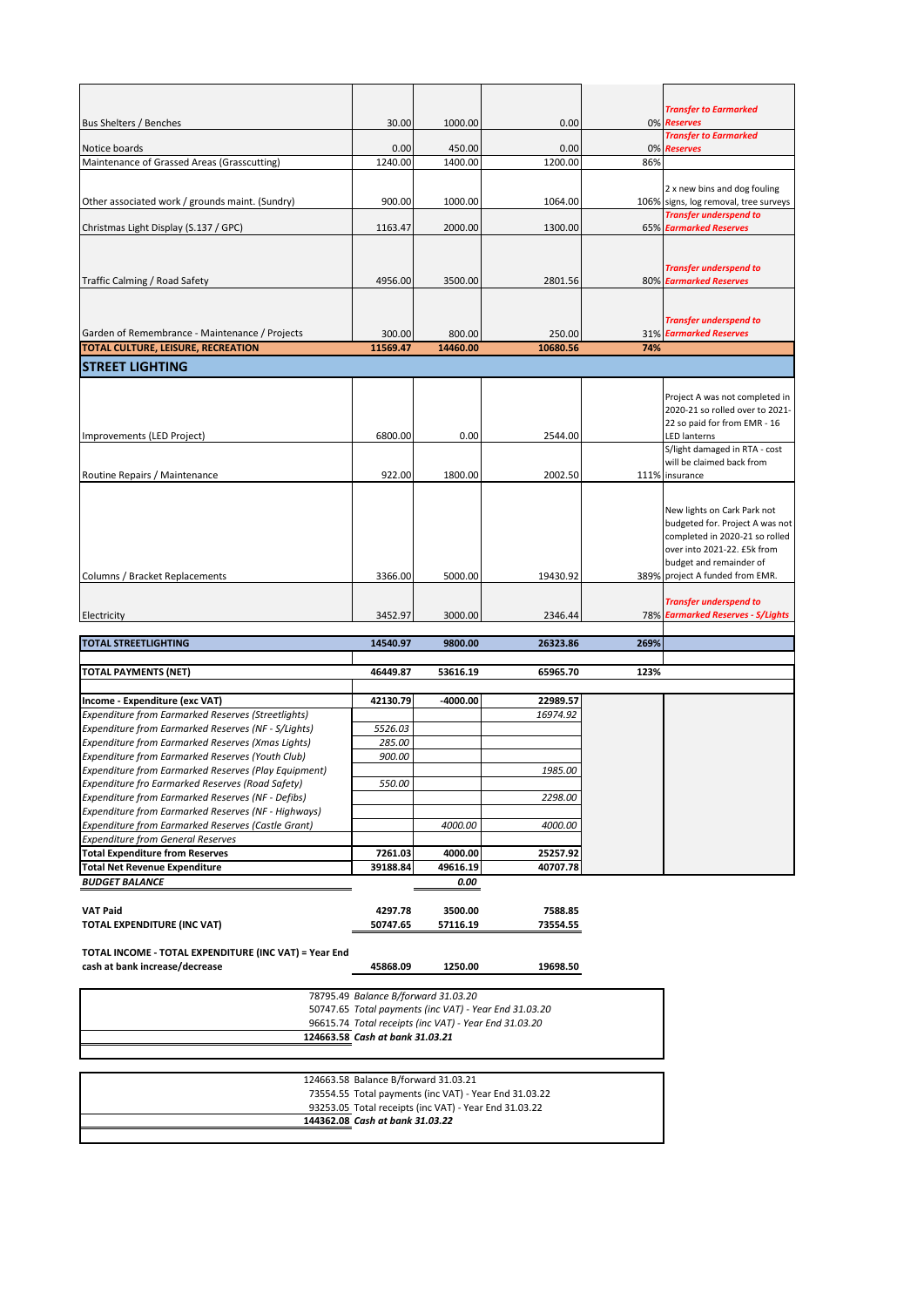| | | | | | |
|---|---|---|---|---|---|
| Bus Shelters / Benches | 30.00 | 1000.00 | 0.00 | 0% | ***Transfer to Earmarked Reserves*** |
| Notice boards | 0.00 | 450.00 | 0.00 | 0% | ***Transfer to Earmarked Reserves*** |
| Maintenance of Grassed Areas (Grasscutting) | 1240.00 | 1400.00 | 1200.00 | 86% | |
| Other associated work / grounds maint. (Sundry) | 900.00 | 1000.00 | 1064.00 | 106% | 2 x new bins and dog fouling signs, log removal, tree surveys |
| Christmas Light Display (S.137 / GPC) | 1163.47 | 2000.00 | 1300.00 | 65% | ***Transfer underspend to Earmarked Reserves*** |
| Traffic Calming / Road Safety | 4956.00 | 3500.00 | 2801.56 | 80% | ***Transfer underspend to Earmarked Reserves*** |
| Garden of Remembrance - Maintenance / Projects | 300.00 | 800.00 | 250.00 | 31% | ***Transfer underspend to Earmarked Reserves*** |
| **TOTAL CULTURE, LEISURE, RECREATION** | **11569.47** | **14460.00** | **10680.56** | **74%** | |
| **STREET LIGHTING** | | | | | |
| Improvements (LED Project) | 6800.00 | 0.00 | 2544.00 | | Project A was not completed in 2020-21 so rolled over to 2021-22 so paid for from EMR - 16 LED lanterns |
| Routine Repairs / Maintenance | 922.00 | 1800.00 | 2002.50 | 111% | S/light damaged in RTA - cost will be claimed back from insurance |
| Columns / Bracket Replacements | 3366.00 | 5000.00 | 19430.92 | 389% | New lights on Cark Park not budgeted for. Project A was not completed in 2020-21 so rolled over into 2021-22. £5k from budget and remainder of project A funded from EMR. |
| Electricity | 3452.97 | 3000.00 | 2346.44 | 78% | ***Transfer underspend to Earmarked Reserves - S/Lights*** |
| **TOTAL STREETLIGHTING** | **14540.97** | **9800.00** | **26323.86** | **269%** | |
| **TOTAL PAYMENTS (NET)** | **46449.87** | **53616.19** | **65965.70** | **123%** | |
| **Income - Expenditure (exc VAT)** | **42130.79** | **-4000.00** | **22989.57** | | |
| *Expenditure from Earmarked Reserves (Streetlights)* | | | *16974.92* | | |
| *Expenditure from Earmarked Reserves (NF - S/Lights)* | *5526.03* | | | | |
| *Expenditure from Earmarked Reserves (Xmas Lights)* | *285.00* | | | | |
| *Expenditure from Earmarked Reserves (Youth Club)* | *900.00* | | | | |
| *Expenditure from Earmarked Reserves (Play Equipment)* | | | *1985.00* | | |
| *Expenditure fro Earmarked Reserves (Road Safety)* | *550.00* | | | | |
| *Expenditure from Earmarked Reserves (NF - Defibs)* | | | *2298.00* | | |
| *Expenditure from Earmarked Reserves (NF - Highways)* | | | | | |
| *Expenditure from Earmarked Reserves (Castle Grant)* | | *4000.00* | *4000.00* | | |
| *Expenditure from General Reserves* | | | | | |
| **Total Expenditure from Reserves** | **7261.03** | **4000.00** | **25257.92** | | |
| **Total Net Revenue Expenditure** | **39188.84** | **49616.19** | **40707.78** | | |
| ***BUDGET BALANCE*** | | ***0.00*** | | | |
| **VAT Paid** | **4297.78** | **3500.00** | **7588.85** | | |
| **TOTAL EXPENDITURE (INC VAT)** | **50747.65** | **57116.19** | **73554.55** | | |
| **TOTAL INCOME - TOTAL EXPENDITURE (INC VAT) = Year End cash at bank increase/decrease** | **45868.09** | **1250.00** | **19698.50** | | |

| | |
|---|---|
| 78795.49 | *Balance B/forward 31.03.20* |
| 50747.65 | *Total payments (inc VAT) - Year End 31.03.20* |
| 96615.74 | *Total receipts (inc VAT) - Year End 31.03.20* |
| ***124663.58*** | ***Cash at bank 31.03.21*** |

| | |
|---|---|
| 124663.58 | Balance B/forward 31.03.21 |
| 73554.55 | Total payments (inc VAT) - Year End 31.03.22 |
| 93253.05 | Total receipts (inc VAT) - Year End 31.03.22 |
| ***144362.08*** | ***Cash at bank 31.03.22*** |